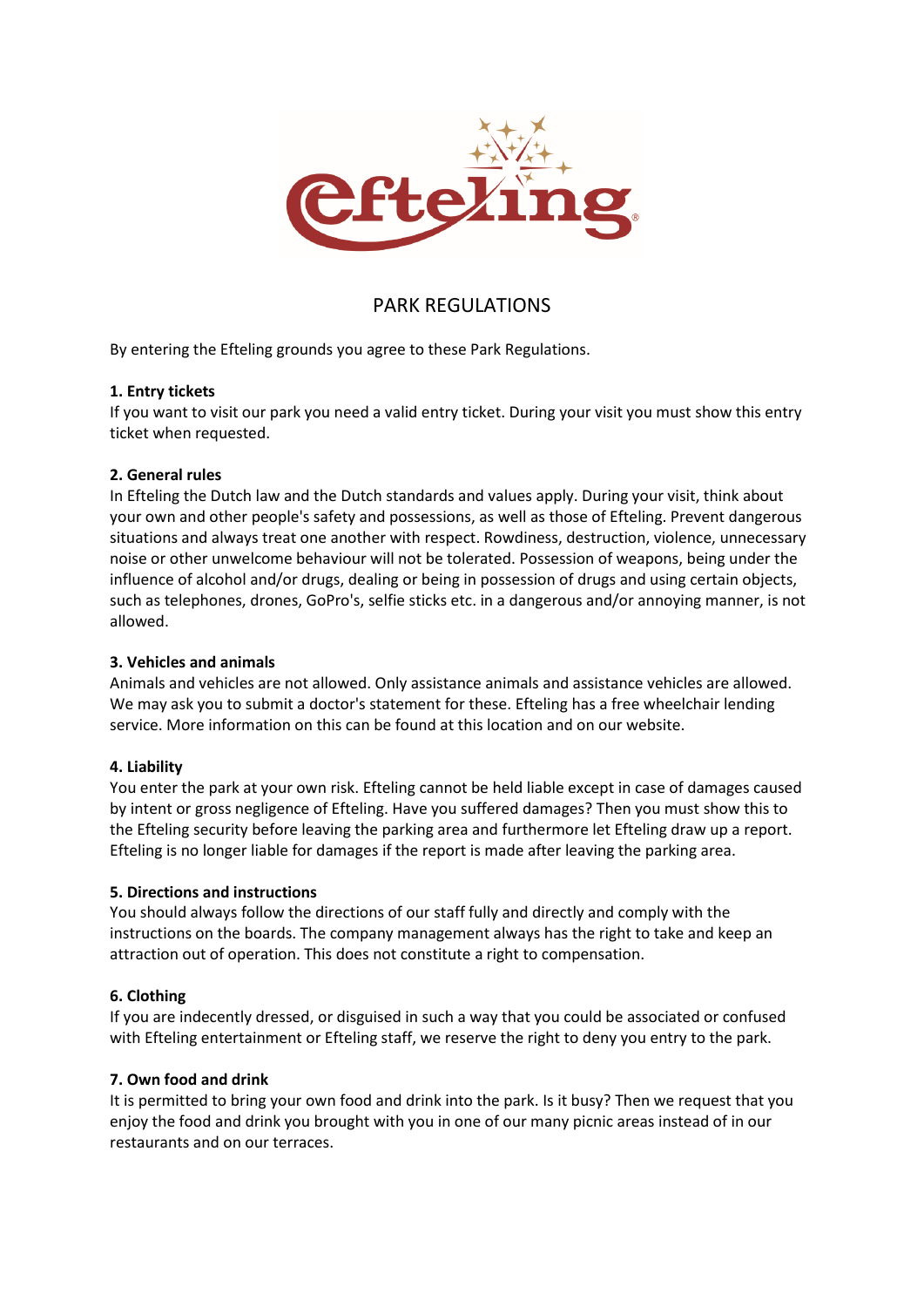# PARK REGULATIONS

By entering the Efteling grounds you agree to these Park Regulations.

### 1. Entry tickets

If you want to visit our park you need a valid entry ticket. During your visit you must show this entry ticket when requested.

### 2. General rules

In Efteling the Dutch law and the Dutch standards and values apply. During your visit, think about your own and other people's safety and possessions, as well as those of Efteling. Prevent dangerous situations and always treat one another with respect. Rowdiness, destruction, violence, unnecessary noise or other unwelcome behaviour will not be tolerated. Possession of weapons, being under the influence of alcohol and/or drugs, dealing or being in possession of drugs and using certain objects, such as telephones, drones, GoPro's, selfie sticks etc. in a dangerous and/or annoying manner, is not allowed.

### 3. Vehicles and animals

Animals and vehicles are not allowed. Only assistance animals and assistance vehicles are allowed. We may ask you to submit a doctor's statement for these. Efteling has a free wheelchair lending service. More information on this can be found at this location and on our website.

### 4. Liability

You enter the park at your own risk. Efteling cannot be held liable except in case of damages caused by intent or gross negligence of Efteling. Have you suffered damages? Then you must show this to the Efteling security before leaving the parking area and furthermore let Efteling draw up a report. Efteling is no longer liable for damages if the report is made after leaving the parking area.

### 5. Directions and instructions

You should always follow the directions of our staff fully and directly and comply with the instructions on the boards. The company management always has the right to take and keep an attraction out of operation. This does not constitute a right to compensation.

### 6. Clothing

If you are indecently dressed, or disguised in such a way that you could be associated or confused with Efteling entertainment or Efteling staff, we reserve the right to deny you entry to the park.

### 7. Own food and drink

It is permitted to bring your own food and drink into the park. Is it busy? Then we request that you enjoy the food and drink you brought with you in one of our many picnic areas instead of in our restaurants and on our terraces.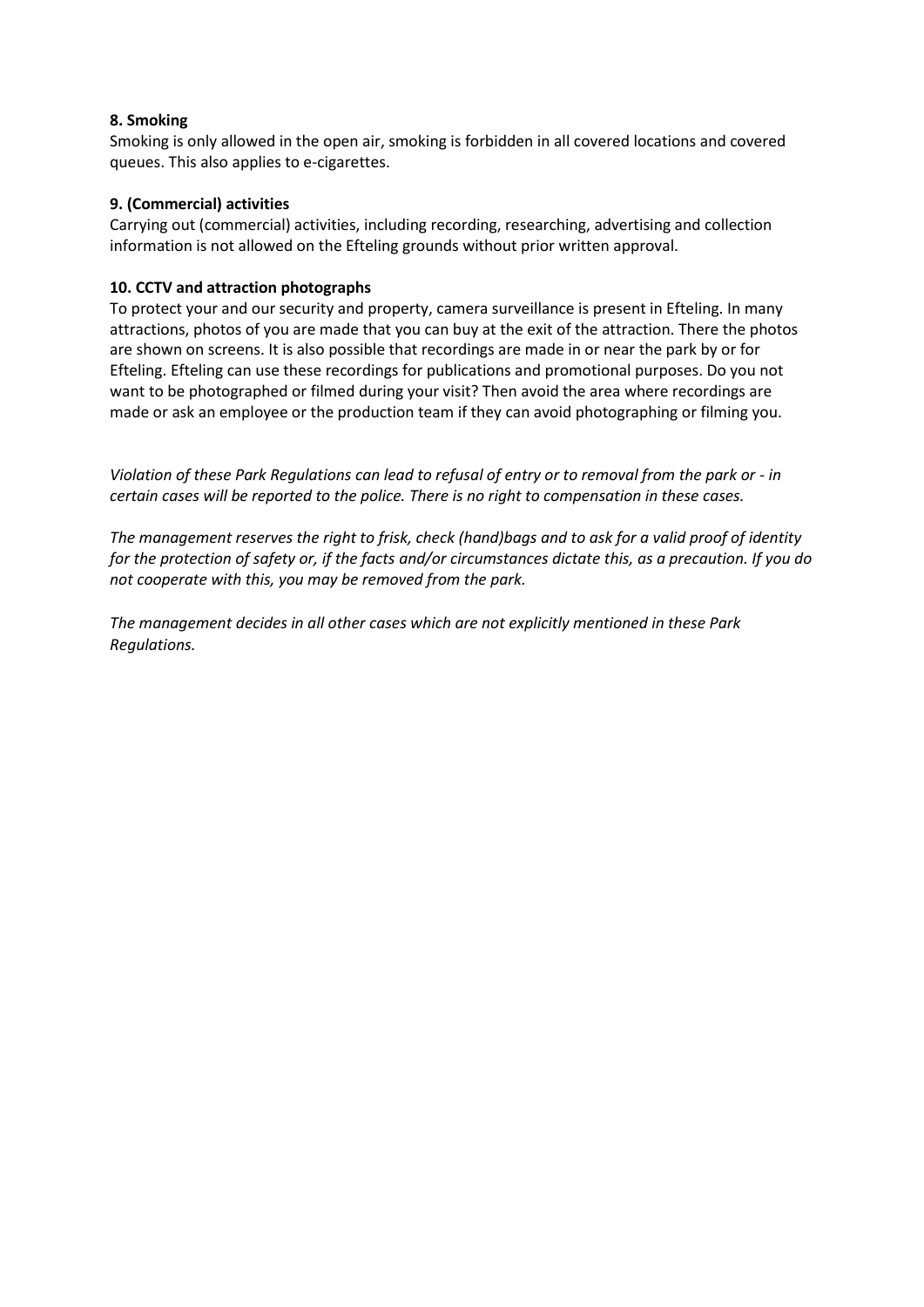**8. Smoking**
Smoking is only allowed in the open air, smoking is forbidden in all covered locations and covered queues. This also applies to e-cigarettes.

**9. (Commercial) activities**
Carrying out (commercial) activities, including recording, researching, advertising and collection information is not allowed on the Efteling grounds without prior written approval.

**10. CCTV and attraction photographs**
To protect your and our security and property, camera surveillance is present in Efteling. In many attractions, photos of you are made that you can buy at the exit of the attraction. There the photos are shown on screens. It is also possible that recordings are made in or near the park by or for Efteling. Efteling can use these recordings for publications and promotional purposes. Do you not want to be photographed or filmed during your visit? Then avoid the area where recordings are made or ask an employee or the production team if they can avoid photographing or filming you.

*Violation of these Park Regulations can lead to refusal of entry or to removal from the park or - in certain cases will be reported to the police. There is no right to compensation in these cases.*

*The management reserves the right to frisk, check (hand)bags and to ask for a valid proof of identity for the protection of safety or, if the facts and/or circumstances dictate this, as a precaution. If you do not cooperate with this, you may be removed from the park.*

*The management decides in all other cases which are not explicitly mentioned in these Park Regulations.*